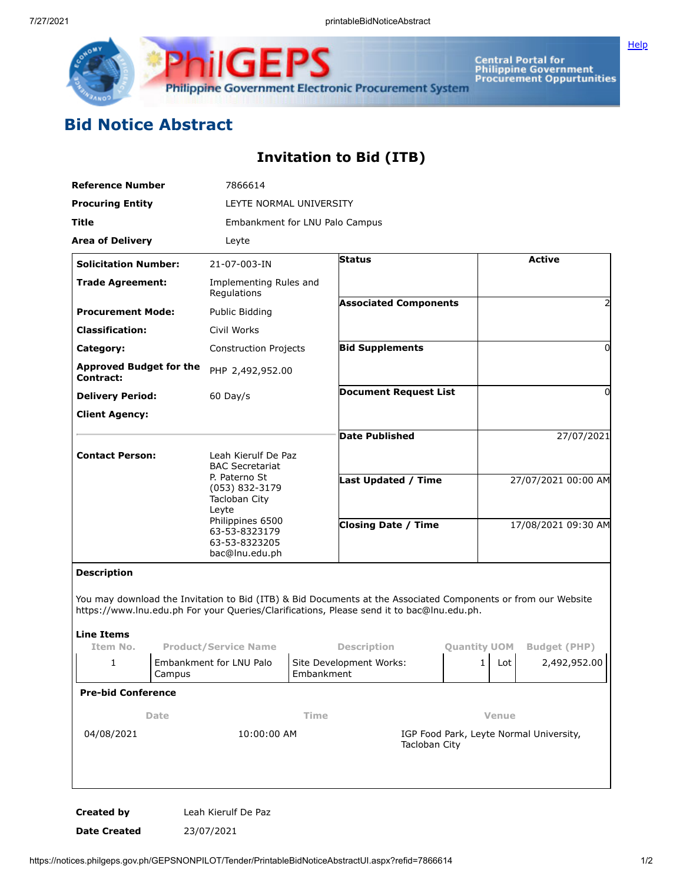# Bid Notice Abstract

## Invitation to Bid (ITB)

| | |
|---|---|
| **Reference Number** | 7866614 |
| **Procuring Entity** | LEYTE NORMAL UNIVERSITY |
| **Title** | Embankment for LNU Palo Campus |
| **Area of Delivery** | Leyte |

| | |
|---|---|
| **Solicitation Number:** | 21-07-003-IN |
| **Trade Agreement:** | Implementing Rules and Regulations |
| **Procurement Mode:** | Public Bidding |
| **Classification:** | Civil Works |
| **Category:** | Construction Projects |
| **Approved Budget for the Contract:** | PHP 2,492,952.00 |
| **Delivery Period:** | 60 Day/s |
| **Client Agency:** | |
| **Contact Person:** | Leah Kierulf De Paz<br>BAC Secretariat<br>P. Paterno St<br>(053) 832-3179<br>Tacloban City<br>Leyte<br>Philippines 6500<br>63-53-8323179<br>63-53-8323205<br>bac@lnu.edu.ph |

| | |
|---|---|
| **Status** | Active |
| **Associated Components** | 2 |
| **Bid Supplements** | 0 |
| **Document Request List** | 0 |
| **Date Published** | 27/07/2021 |
| **Last Updated / Time** | 27/07/2021 00:00 AM |
| **Closing Date / Time** | 17/08/2021 09:30 AM |

**Description**

You may download the Invitation to Bid (ITB) & Bid Documents at the Associated Components or from our Website https://www.lnu.edu.ph For your Queries/Clarifications, Please send it to bac@lnu.edu.ph.

**Line Items**

| Item No. | Product/Service Name | Description | Quantity | UOM | Budget (PHP) |
|---|---|---|---|---|---|
| 1 | Embankment for LNU Palo Campus | Site Development Works: Embankment | 1 | Lot | 2,492,952.00 |

**Pre-bid Conference**

| Date | Time | Venue |
|---|---|---|
| 04/08/2021 | 10:00:00 AM | IGP Food Park, Leyte Normal University, Tacloban City |

| | |
|---|---|
| **Created by** | Leah Kierulf De Paz |
| **Date Created** | 23/07/2021 |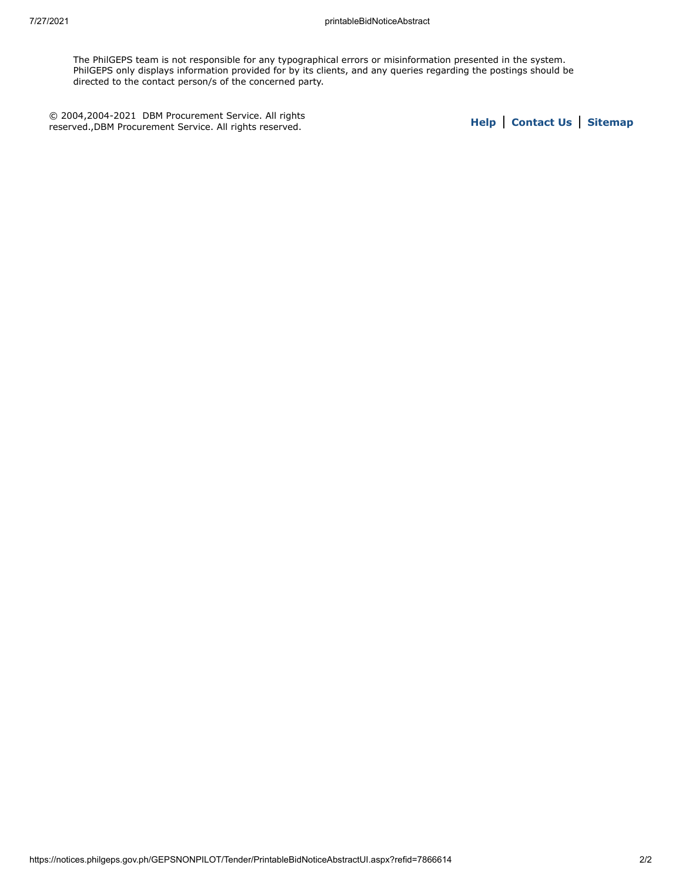The PhilGEPS team is not responsible for any typographical errors or misinformation presented in the system. PhilGEPS only displays information provided for by its clients, and any queries regarding the postings should be directed to the contact person/s of the concerned party.

© 2004,2004-2021 DBM Procurement Service. All rights reserved.,DBM Procurement Service. All rights reserved.

**Help** | **Contact Us** | **Sitemap**